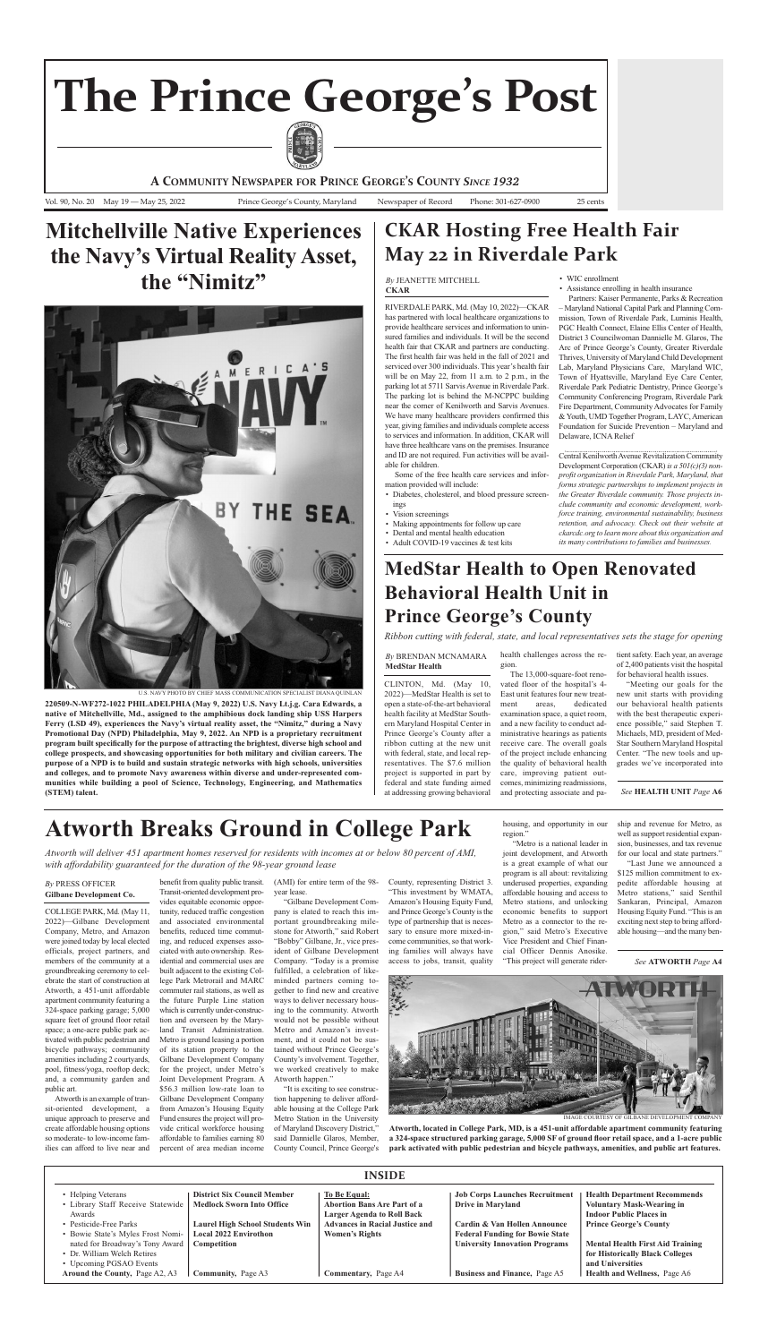# The Prince George's Post

**A COMMUNITY NEWSPAPER FOR PRINCE GEORGE'S COUNTY SINCE 1932**

Vol. 90, No. 20 May 19 — May 25, 2022 Prince George's County, Maryland Newspaper of Record Phone: 301-627-0900 25 cents

## Mitchellville Native Experiences the Navy's Virtual Reality Asset, the "Nimitz"

U.S. NAVY PHOTO BY CHIEF MASS COMMUNICATION SPECIALIST DIANA QUINLAN

**220509-N-WF272-1022 PHILADELPHIA (May 9, 2022) U.S. Navy Lt.j.g. Cara Edwards, a native of Mitchellville, Md., assigned to the amphibious dock landing ship USS Harpers Ferry (LSD 49), experiences the Navy's virtual reality asset, the "Nimitz," during a Navy Promotional Day (NPD) Philadelphia, May 9, 2022. An NPD is a proprietary recruitment program built specifically for the purpose of attracting the brightest, diverse high school and college prospects, and showcasing opportunities for both military and civilian careers. The purpose of a NPD is to build and sustain strategic networks with high schools, universities and colleges, and to promote Navy awareness within diverse and under-represented communities while building a pool of Science, Technology, Engineering, and Mathematics (STEM) talent.**

## CKAR Hosting Free Health Fair May 22 in Riverdale Park

*By* JEANETTE MITCHELL
**CKAR**

RIVERDALE PARK, Md. (May 10, 2022)—CKAR has partnered with local healthcare organizations to provide healthcare services and information to uninsured families and individuals. It will be the second health fair that CKAR and partners are conducting. The first health fair was held in the fall of 2021 and serviced over 300 individuals. This year's health fair will be on May 22, from 11 a.m. to 2 p.m., in the parking lot at 5711 Sarvis Avenue in Riverdale Park. The parking lot is behind the M-NCPPC building near the corner of Kenilworth and Sarvis Avenues. We have many healthcare providers confirmed this year, giving families and individuals complete access to services and information. In addition, CKAR will have three healthcare vans on the premises. Insurance and ID are not required. Fun activities will be available for children.

Some of the free health care services and information provided will include:

- Diabetes, cholesterol, and blood pressure screenings
- Vision screenings
- Making appointments for follow up care
- Dental and mental health education
- Adult COVID-19 vaccines & test kits
- WIC enrollment
- Assistance enrolling in health insurance

Partners: Kaiser Permanente, Parks & Recreation – Maryland National Capital Park and Planning Commission, Town of Riverdale Park, Luminis Health, PGC Health Connect, Elaine Ellis Center of Health, District 3 Councilwoman Dannielle M. Glaros, The Arc of Prince George's County, Greater Riverdale Thrives, University of Maryland Child Development Lab, Maryland Physicians Care, Maryland WIC, Town of Hyattsville, Maryland Eye Care Center, Riverdale Park Pediatric Dentistry, Prince George's Community Conferencing Program, Riverdale Park Fire Department, Community Advocates for Family & Youth, UMD Together Program, LAYC, American Foundation for Suicide Prevention – Maryland and Delaware, ICNA Relief

Central Kenilworth Avenue Revitalization Community Development Corporation (CKAR) *is a 501(c)(3) non-profit organization in Riverdale Park, Maryland, that forms strategic partnerships to implement projects in the Greater Riverdale community. Those projects include community and economic development, workforce training, environmental sustainability, business retention, and advocacy. Check out their website at ckarcdc.org to learn more about this organization and its many contributions to families and businesses.*

## MedStar Health to Open Renovated Behavioral Health Unit in Prince George's County

*Ribbon cutting with federal, state, and local representatives sets the stage for opening*

*By* BRENDAN MCNAMARA
**MedStar Health**

CLINTON, Md. (May 10, 2022)—MedStar Health is set to open a state-of-the-art behavioral health facility at MedStar Southern Maryland Hospital Center in Prince George's County after a ribbon cutting at the new unit with federal, state, and local representatives. The $7.6 million project is supported in part by federal and state funding aimed at addressing growing behavioral health challenges across the region.

The 13,000-square-foot renovated floor of the hospital's 4-East unit features four new treatment areas, dedicated examination spaces, a quiet room, and a new facility to conduct administrative hearings as patients receive care. The overall goals of the project include enhancing the quality of behavioral health care, improving patient outcomes, minimizing readmissions, and protecting associate and patient safety. Each year, an average of 2,400 patients visit the hospital for behavioral health issues.

"Meeting our goals for the new unit starts with providing our behavioral health patients with the best therapeutic experience possible," said Stephen T. Michaels, MD, president of MedStar Southern Maryland Hospital Center. "The new tools and upgrades we've incorporated into

*See* **HEALTH UNIT** *Page* **A6**

# Atworth Breaks Ground in College Park

*Atworth will deliver 451 apartment homes reserved for residents with incomes at or below 80 percent of AMI, with affordability guaranteed for the duration of the 98-year ground lease*

*By* PRESS OFFICER
**Gilbane Development Co.**

COLLEGE PARK, Md. (May 11, 2022)—Gilbane Development Company, Metro, and Amazon were joined today by local elected officials, project partners, and members of the community at a groundbreaking ceremony to celebrate the start of construction at Atworth, a 451-unit affordable apartment community featuring a 324-space parking garage; 5,000 square feet of ground floor retail space; a one-acre public park activated with public pedestrian and bicycle pathways; community amenities including 2 courtyards, pool, fitness/yoga, rooftop deck; and, a community garden and public art.

Atworth is an example of transit-oriented development, a unique approach to preserve and create affordable housing options so moderate- to low-income families can afford to live near and benefit from quality public transit. Transit-oriented development provides equitable economic opportunity, reduced traffic congestion and associated environmental benefits, reduced time commuting, and reduced expenses associated with auto ownership. Residential and commercial uses are built adjacent to the existing College Park Metrorail and MARC commuter rail stations, as well as the future Purple Line station which is currently under-construction and overseen by the Maryland Transit Administration. Metro is ground leasing a portion of its station property to the Gilbane Development Company for the project, under Metro's Joint Development Program. A $56.3 million low-rate loan to Gilbane Development Company from Amazon's Housing Equity Fund ensures the project will provide critical workforce housing affordable to families earning 80 percent of area median income (AMI) for entire term of the 98-year lease.

"Gilbane Development Company is elated to reach this important groundbreaking milestone for Atworth," said Robert "Bobby" Gilbane, Jr., vice president of Gilbane Development Company. "Today is a promise fulfilled, a celebration of like-minded partners coming together to find new and creative ways to deliver necessary housing to the community. Atworth would not be possible without Metro and Amazon's investment, and it could not be sustained without Prince George's County's involvement. Together, we worked creatively to make Atworth happen."

"It is exciting to see construction happening to deliver affordable housing at the College Park Metro Station in the University of Maryland Discovery District," said Dannielle Glaros, Member, County Council, Prince George's County, representing District 3. "This investment by WMATA, Amazon's Housing Equity Fund, and Prince George's County is the type of partnership that is necessary to ensure more mixed-income communities, so that working families will always have access to jobs, transit, quality housing, and opportunity in our region."

"Metro is a national leader in joint development, and Atworth is a great example of what our program is all about: revitalizing underused properties, expanding affordable housing and access to Metro stations, and unlocking economic benefits to support Metro as a connector to the region," said Metro's Executive Vice President and Chief Financial Officer Dennis Anosike. "This project will generate ridership and revenue for Metro, as well as support residential expansion, businesses, and tax revenue for our local and state partners."

"Last June we announced a $125 million commitment to expedite affordable housing at Metro stations," said Senthil Sankaran, Principal, Amazon Housing Equity Fund. "This is an exciting next step to bring affordable housing—and the many ben-

*See* **ATWORTH** *Page* **A4**

IMAGE COURTESY OF GILBANE DEVELOPMENT COMPANY

**Atworth, located in College Park, MD, is a 451-unit affordable apartment community featuring a 324-space structured parking garage, 5,000 SF of ground floor retail space, and a 1-acre public park activated with public pedestrian and bicycle pathways, amenities, and public art features.**

## INSIDE

- Helping Veterans
- Library Staff Receive Statewide Awards
- Pesticide-Free Parks
- Bowie State's Myles Frost Nominated for Broadway's Tony Award
- Dr. William Welch Retires
- Upcoming PGSAO Events

**Around the County,** Page A2, A3

**District Six Council Member Medlock Sworn Into Office**

**Laurel High School Students Win Local 2022 Envirothon Competition**

**Community,** Page A3

**To Be Equal:**
**Abortion Bans Are Part of a Larger Agenda to Roll Back Advances in Racial Justice and Women's Rights**

**Commentary,** Page A4

**Job Corps Launches Recruitment Drive in Maryland**

**Cardin & Van Hollen Announce Federal Funding for Bowie State University Innovation Programs**

**Business and Finance,** Page A5

**Health Department Recommends Voluntary Mask-Wearing in Indoor Public Places in Prince George's County**

**Mental Health First Aid Training for Historically Black Colleges and Universities**

**Health and Wellness,** Page A6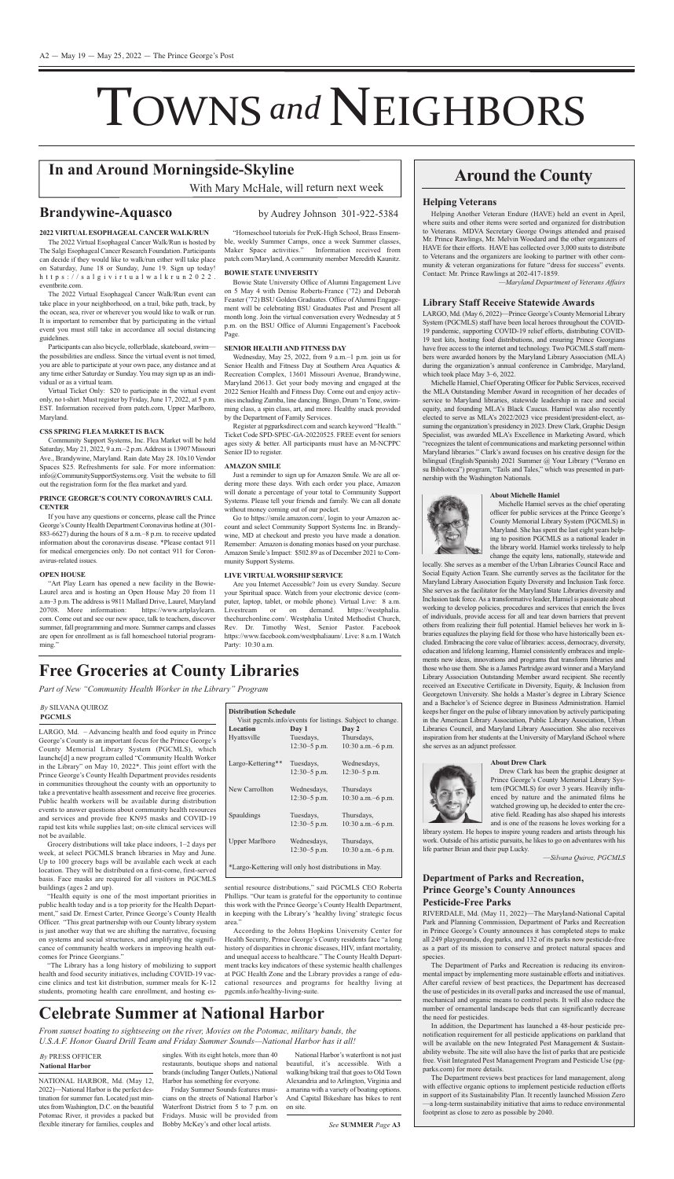# TOWNS *and* NEIGHBORS

## In and Around Morningside-Skyline

With Mary McHale, will return next week

## Brandywine-Aquasco

by Audrey Johnson 301-922-5384

**2022 VIRTUAL ESOPHAGEAL CANCER WALK/RUN**

The 2022 Virtual Esophageal Cancer Walk/Run is hosted by The Salgi Esophageal Cancer Research Foundation. Participants can decide if they would like to walk/run either will take place on Saturday, June 18 or Sunday, June 19. Sign up today! https://salgivirtualwalkrun2022.eventbrite.com.

The 2022 Virtual Esophageal Cancer Walk/Run event can take place in your neighborhood, on a trail, bike path, track, by the ocean, sea, river or wherever you would like to walk or run. It is important to remember that by participating in the virtual event you must still take in accordance all social distancing guidelines.

Participants can also bicycle, rollerblade, skateboard, swim—the possibilities are endless. Since the virtual event is not timed, you are able to participate at your own pace, any distance and at any time either Saturday or Sunday. You may sign up as an individual or as a virtual team.

Virtual Ticket Only: $20 to participate in the virtual event only, no t-shirt. Must register by Friday, June 17, 2022, at 5 p.m. EST. Information received from patch.com, Upper Marlboro, Maryland.

**CSS SPRING FLEA MARKET IS BACK**

Community Support Systems, Inc. Flea Market will be held Saturday, May 21, 2022, 9 a.m.–2 p.m. Address is 13907 Missouri Ave., Brandywine, Maryland. Rain date May 28. 10x10 Vendor Spaces $25. Refreshments for sale. For more information: info@CommunitySupportSystems.org. Visit the website to fill out the registration form for the flea market and yard.

**PRINCE GEORGE'S COUNTY CORONAVIRUS CALL CENTER**

If you have any questions or concerns, please call the Prince George's County Health Department Coronavirus hotline at (301-883-6627) during the hours of 8 a.m.–8 p.m. to receive updated information about the coronavirus disease. *Please contact 911 for medical emergencies only. Do not contact 911 for Coronavirus-related issues.

**OPEN HOUSE**

"Art Play Learn has opened a new facility in the Bowie-Laurel area and is hosting an Open House May 20 from 11 a.m–3 p.m. The address is 9811 Mallard Drive, Laurel, Maryland 20708. More information: https://www.artplaylearn.com. Come out and see our new space, talk to teachers, discover summer, fall programming and more. Summer camps and classes are open for enrollment as is fall homeschool tutorial programming."

"Homeschool tutorials for PreK-High School, Brass Ensemble, weekly Summer Camps, once a week Summer classes, Maker Space activities." Information received from patch.com/Maryland, A community member Meredith Kaunitz.

**BOWIE STATE UNIVERSITY**

Bowie State University Office of Alumni Engagement Live on 5 May 4 with Denise Roberts-France ('72) and Deborah Feaster ('72) BSU GOLDEN Graduates. Office of Alumni Engagement will be celebrating BSU Graduates Past and Present all month long. Join the virtual conversation every Wednesday at 5 p.m. on the BSU Office of Alumni Engagement's Facebook Page.

**SENIOR HEALTH AND FITNESS DAY**

Wednesday, May 25, 2022, from 9 a.m.–1 p.m. join us for Senior Health and Fitness Day at Southern Area Aquatics & Recreation Complex, 13601 Missouri Avenue, Brandywine, Maryland 20613. Get your body moving and engaged at the 2022 Senior Health and Fitness Day. Come out and enjoy activities including Zumba, line dancing. Bingo, Drum 'n Tone, swimming class, a spin class, art, and more. Healthy snack provided by the Department of Family Services.

Register at pgparksdirect.com and search keyword "Health." Ticket Code SPD-SPEC-GA-20220525. FREE event for seniors ages sixty & better. All participants must have an M-NCPPC Senior ID to register.

**AMAZON SMILE**

Just a reminder to sign up for Amazon Smile. We are all ordering more these days. With each order you place, Amazon will donate a percentage of your total to Community Support Systems. Please tell your friends and family. We can all donate without money coming out of our pocket.

Go to https://smile.amazon.com/, login to your Amazon account and select Community Support Systems Inc. in Brandywine, MD at checkout and presto you have made a donation. Remember: Amazon is donating monies based on your purchase. Amazon Smile's Impact: $502.89 as of December 2021 to Community Support Systems.

**LIVE VIRTUAL WORSHIP SERVICE**

Are you Internet Accessible? Join us every Sunday. Secure your Spiritual space. Watch from your electronic device (computer, laptop, tablet, or mobile phone). Virtual Live: 8 a.m. Livestream or on demand. https://westphalia.thechurchonline.com/. Westphalia United Methodist Church, Rev. Dr. Timothy West, Senior Pastor. Facebook https://www.facebook.com/westphaliaum/. Live: 8 a.m. I Watch Party: 10:30 a.m.

## Free Groceries at County Libraries

*Part of New "Community Health Worker in the Library" Program*

*By* SILVANA QUIROZ
**PGCMLS**

LARGO, Md. – Advancing health and food equity in Prince George's County is an important focus for the Prince George's County Memorial Library System (PGCMLS), which launche[d] a new program called "Community Health Worker in the Library" on May 10, 2022*. This joint effort with the Prince George's County Health Department provides residents in communities throughout the county with an opportunity to take a preventative health assessment and receive free groceries. Public health workers will be available during distribution events to answer questions about community health resources and services and provide free KN95 masks and COVID-19 rapid test kits while supplies last; on-site clinical services will not be available.

Grocery distributions will take place indoors, 1–2 days per week, at select PGCMLS branch libraries in May and June. Up to 100 grocery bags will be available each week at each location. They will be distributed on a first-come, first-served basis. Face masks are required for all visitors in PGCMLS buildings (ages 2 and up).

"Health equity is one of the most important priorities in public health today and is a top priority for the Health Department," said Dr. Ernest Carter, Prince George's County Health Officer. "This great partnership with our County library system is just another way that we are shifting the narrative, focusing on systems and social structures, and amplifying the significance of community health workers in improving health outcomes for Prince Georgians."

"The Library has a long history of mobilizing to support health and food security initiatives, including COVID-19 vaccine clinics and test kit distribution, summer meals for K-12 students, promoting health care enrollment, and hosting essential resource distributions," said PGCMLS CEO Roberta Phillips. "Our team is grateful for the opportunity to continue this work with the Prince George's County Health Department, in keeping with the Library's 'healthy living' strategic focus area."

According to the Johns Hopkins University Center for Health Security, Prince George's County residents face "a long history of disparities in chronic diseases, HIV, infant mortality, and unequal access to healthcare." The County Health Department tracks key indicators of these systemic health challenges at PGC Health Zone and the Library provides a range of educational resources and programs for healthy living at pgcmls.info/healthy-living-suite.

**Distribution Schedule**

Visit pgcmls.info/events for listings. Subject to change.

| Location | Day 1 | Day 2 |
|---|---|---|
| Hyattsville | Tuesdays, 12:30–5 p.m. | Thursdays, 10:30 a.m.–6 p.m. |
| Largo-Kettering** | Tuesdays, 12:30–5 p.m. | Wednesdays, 12:30–5 p.m. |
| New Carrollton | Wednesdays, 12:30–5 p.m. | Thursdays 10:30 a.m.–6 p.m. |
| Spauldings | Tuesdays, 12:30–5 p.m. | Thursdays, 10:30 a.m.–6 p.m. |
| Upper Marlboro | Wednesdays, 12:30–5 p.m. | Thursdays, 10:30 a.m.–6 p.m. |

*Largo-Kettering will only host distributions in May.

## Celebrate Summer at National Harbor

*From sunset boating to sightseeing on the river, Movies on the Potomac, military bands, the U.S.A.F. Honor Guard Drill Team and Friday Summer Sounds—National Harbor has it all!*

*By* PRESS OFFICER
**National Harbor**

NATIONAL HARBOR, Md. (May 12, 2022)—National Harbor is the perfect destination for summer fun. Located just minutes from Washington, D.C. on the beautiful Potomac River, it provides a packed but flexible itinerary for families, couples and singles. With its eight hotels, more than 40 restaurants, boutique shops and national brands (including Tanger Outlets,) National Harbor has something for everyone.

Friday Summer Sounds features musicians on the streets of National Harbor's Waterfront District from 5 to 7 p.m. on Fridays. Music will be provided from Bobby McKey's and other local artists.

National Harbor's waterfront is not just beautiful, it's accessible. With a walking/biking trail that goes to Old Town Alexandria and to Arlington, Virginia and a marina with a variety of boating options. And Capital Bikeshare has bikes to rent on site.

*See* **SUMMER** *Page* **A3**

## Around the County

### Helping Veterans

Helping Another Veteran Endure (HAVE) held an event in April, where suits and other items were sorted and organized for distribution to Veterans. MDVA Secretary George Owings attended and praised Mr. Prince Rawlings, Mr. Melvin Woodard and the other organizers of HAVE for their efforts. HAVE has collected over 3,000 suits to distribute to Veterans and the organizers are looking to partner with other community & veteran organizations for future "dress for success" events. Contact: Mr. Prince Rawlings at 202-417-1859.

*—Maryland Department of Veterans Affairs*

### Library Staff Receive Statewide Awards

LARGO, Md. (May 6, 2022)—Prince George's County Memorial Library System (PGCMLS) staff have been local heroes throughout the COVID-19 pandemic, supporting COVID-19 relief efforts, distributing COVID-19 test kits, hosting food distributions, and ensuring Prince Georgians have free access to the internet and technology. Two PGCMLS staff members were awarded honors by the Maryland Library Association (MLA) during the organization's annual conference in Cambridge, Maryland, which took place May 3–6, 2022.

Michelle Hamiel, Chief Operating Officer for Public Services, received the MLA Outstanding Member Award in recognition of her decades of service to Maryland libraries, statewide leadership in race and social equity, and founding MLA's Black Caucus. Hamiel was also recently elected to serve as MLA's 2022/2023 vice president/president-elect, assuming the organization's presidency in 2023. Drew Clark, Graphic Design Specialist, was awarded MLA's Excellence in Marketing Award, which "recognizes the talent of communications and marketing personnel within Maryland libraries." Clark's award focuses on his creative design for the bilingual (English/Spanish) 2021 Summer @ Your Library ("Verano en su Biblioteca") program, "Tails and Tales," which was presented in partnership with the Washington Nationals.

**About Michelle Hamiel**

Michelle Hamiel serves as the chief operating officer for public services at the Prince George's County Memorial Library System (PGCMLS) in Maryland. She has spent the last eight years helping to position PGCMLS as a national leader in the library world. Hamiel works tirelessly to help change the equity lens, nationally, statewide and locally. She serves as a member of the Urban Libraries Council Race and Social Equity Action Team. She currently serves as the facilitator for the Maryland Library Association Equity Diversity and Inclusion Task force. She serves as the facilitator for the Maryland State Libraries diversity and Inclusion task force. As a transformative leader, Hamiel is passionate about working to develop policies, procedures and services that enrich the lives of individuals, provide access for all and tear down barriers that prevent others from realizing their full potential. Hamiel believes her work in libraries equalizes the playing field for those who have historically been excluded. Embracing the core value of libraries: access, democracy, diversity, education and lifelong learning, Hamiel consistently embraces and implements new ideas, innovations and programs that transform libraries and those who use them. She is a James Partridge award winner and a Maryland Library Association Outstanding Member award recipient. She recently received an Executive Certificate in Diversity, Equity, & Inclusion from Georgetown University. She holds a Master's degree in Library Science and a Bachelor's of Science degree in Business Administration. Hamiel keeps her finger on the pulse of library innovation by actively participating in the American Library Association, Public Library Association, Urban Libraries Council, and Maryland Library Association. She also receives inspiration from her students at the University of Maryland iSchool where she serves as an adjunct professor.

**About Drew Clark**

Drew Clark has been the graphic designer at Prince George's County Memorial Library System (PGCMLS) for over 3 years. Heavily influenced by nature and the animated films he watched growing up, he decided to enter the creative field. Reading has also shaped his interests and is one of the reasons he loves working for a library system. He hopes to inspire young readers and artists through his work. Outside of his artistic pursuits, he likes to go on adventures with his life partner Brian and their pup Lucky.

*—Silvana Quiroz, PGCMLS*

### Department of Parks and Recreation, Prince George's County Announces Pesticide-Free Parks

RIVERDALE, Md. (May 11, 2022)—The Maryland-National Capital Park and Planning Commission, Department of Parks and Recreation in Prince George's County announces it has completed steps to make all 249 playgrounds, dog parks, and 132 of its parks now pesticide-free as a part of its mission to conserve and protect natural spaces and species.

The Department of Parks and Recreation is reducing its environmental impact by implementing more sustainable efforts and initiatives. After careful review of best practices, the Department has decreased the use of pesticides in its overall parks and increased the use of manual, mechanical and organic means to control pests. It will also reduce the number of ornamental landscape beds that can significantly decrease the need for pesticides.

In addition, the Department has launched a 48-hour pesticide pre-notification requirement for all pesticide applications on parkland that will be available on the new Integrated Pest Management & Sustainability website. The site will also have the list of parks that are pesticide free. Visit Integrated Pest Management Program and Pesticide Use (pgparks.com) for more details.

The Department reviews best practices for land management, along with effective organic options to implement pesticide reduction efforts in support of its Sustainability Plan. It recently launched Mission Zero—a long-term sustainability initiative that aims to reduce environmental footprint as close to zero as possible by 2040.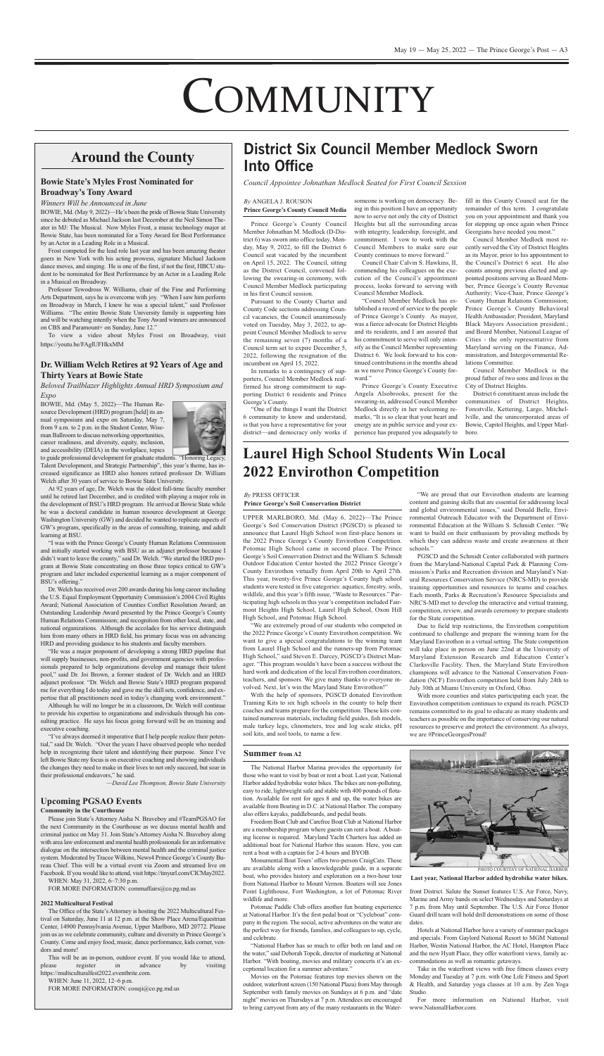# COMMUNITY

## Around the County

### Bowie State's Myles Frost Nominated for Broadway's Tony Award

*Winners Will be Announced in June*

BOWIE, Md. (May 9, 2022)—He's been the pride of Bowie State University since he debuted as Michael Jackson last December at the Neil Simon Theater in MJ: The Musical. Now Myles Frost, a music technology major at Bowie State, has been nominated for a Tony Award for Best Performance by an Actor in a Leading Role in a Musical.

Frost competed for the lead role last year and has been amazing theater goers in New York with his acting prowess, signature Michael Jackson dance moves, and singing. He is one of the first, if not the first, HBCU student to be nominated for Best Performance by an Actor in a Leading Role in a Musical on Broadway.

Professor Tewodross W. Williams, chair of the Fine and Performing Arts Department, says he is overcome with joy. "When I saw him perform on Broadway in March, I knew he was a special talent," said Professor Williams. "The entire Bowie State University family is supporting him and will be watching intently when the Tony Award winners are announced on CBS and Paramount+ on Sunday, June 12."

To view a video about Myles Frost on Broadway, visit https://youtu.be/FAglUFHkxMM

### Dr. William Welch Retires at 92 Years of Age and Thirty Years at Bowie State

*Beloved Trailblazer Highlights Annual HRD Symposium and Expo*

BOWIE, Md. (May 5, 2022)—The Human Resource Development (HRD) program [held] its annual symposium and expo on Saturday, May 7, from 9 a.m. to 2 p.m. in the Student Center, Wiseman Ballroom to discuss networking opportunities, career readiness, and diversity, equity, inclusion, and accessibility (DEIA) in the workplace, topics to guide professional development for graduate students. "Honoring Legacy, Talent Development, and Strategic Partnership", this year's theme, has increased significance as HRD also honors retired professor Dr. William Welch after 30 years of service to Bowie State University.

At 92 years of age, Dr. Welch was the oldest full-time faculty member until he retired last December, and is credited with playing a major role in the development of BSU's HRD program. He arrived at Bowie State while he was a doctoral candidate in human resource development at George Washington University (GW) and decided he wanted to replicate aspects of GW's program, specifically in the areas of consulting, training, and adult learning at BSU.

"I was with the Prince George's County Human Relations Commission and initially started working with BSU as an adjunct professor because I didn't want to leave the county," said Dr. Welch. "We started the HRD program at Bowie State concentrating on those three topics critical to GW's program and later included experiential learning as a major component of BSU's offering."

Dr. Welch has received over 200 awards during his long career including the U.S. Equal Employment Opportunity Commission's 2004 Civil Rights Award; National Association of Counties Conflict Resolution Award; an Outstanding Leadership Award presented by the Prince George's County Human Relations Commission; and recognition from other local, state, and national organizations. Although the accolades for his service distinguish him from many others in HRD field, his primary focus was on advancing HRD and providing guidance to his students and faculty members.

"He was a major proponent of developing a strong HRD pipeline that will supply businesses, non-profits, and government agencies with professionals prepared to help organizations develop and manage their talent pool," said Dr. Joi Brown, a former student of Dr. Welch and an HRD adjunct professor. "Dr. Welch and Bowie State's HRD program prepared me for everything I do today and gave me the skill sets, confidence, and expertise that all practitioners need in today's changing work environment."

Although he will no longer be in a classroom, Dr. Welch will continue to provide his expertise to organizations and individuals through his consulting practice. He says his focus going forward will be on training and executive coaching.

"I've always deemed it imperative that I help people realize their potential," said Dr. Welch. "Over the years I have observed people who needed help in recognizing their talent and identifying their purpose. Since I've left Bowie State my focus is on executive coaching and showing individuals the changes they need to make in their lives to not only succeed, but soar in their professional endeavors," he said.

*—David Lee Thompson, Bowie State University*

### Upcoming PGSAO Events

**Community in the Courthouse**

Please join State's Attorney Aisha N. Braveboy and #TeamPGSAO for the next Community in the Courthouse as we discuss mental health and criminal justice on May 31. Join State's Attorney Aisha N. Braveboy along with area law enforcement and mental health professionals for an informative dialogue on the intersection between mental health and the criminal justice system. Moderated by Tracee Wilkins, News4 Prince George's County Bureau Chief. This will be a virtual event via Zoom and streamed live on Facebook. If you would like to attend, visit https://tinyurl.com/CICMay2022.

WHEN: May 31, 2022, 6–7:30 p.m.

FOR MORE INFORMATION: commaffairs@co.pg.md.us

**2022 Multicultural Festival**

The Office of the State's Attorney is hosting the 2022 Multicultural Festival on Saturday, June 11 at 12 p.m. at the Show Place Arena/Equestrian Center, 14900 Pennsylvania Avenue, Upper Marlboro, MD 20772. Please join us as we celebrate community, culture and diversity in Prince George's County. Come and enjoy food, music, dance performance, kids corner, vendors and more!

This will be an in-person, outdoor event. If you would like to attend, please register in advance by visiting https://multiculturalfest2022.eventbrite.com.

WHEN: June 11, 2022, 12–6 p.m.

FOR MORE INFORMATION: cosuji@co.pg.md.us

## District Six Council Member Medlock Sworn Into Office

*Council Appointee Johnathan Medlock Seated for First Council Session*

*By* ANGELA J. ROUSON
**Prince George's County Council Media**

Prince George's County Council Member Johnathan M. Medlock (D-District 6) was sworn into office today, Monday, May 9, 2022, to fill the District 6 Council seat vacated by the incumbent on April 15, 2022. The Council, sitting as the District Council, convened following the swearing-in ceremony, with Council Member Medlock participating in his first Council session.

Pursuant to the County Charter and County Code sections addressing Council vacancies, the Council unanimously voted on Tuesday, May 3, 2022, to appoint Council Member Medlock to serve the remaining seven (7) months of a Council term set to expire December 5, 2022, following the resignation of the incumbent on April 15, 2022.

In remarks to a contingency of supporters, Council Member Medlock reaffirmed his strong commitment to supporting District 6 residents and Prince George's County.

"One of the things I want the District 6 community to know and understand, is that you have a representative for your district—and democracy only works if someone is working on democracy. Being in this position I have an opportunity now to serve not only the city of District Heights but all the surrounding areas with integrity, leadership, foresight, and commitment. I vow to work with the Council Members to make sure our County continues to move forward."

Council Chair Calvin S. Hawkins, II, commending his colleagues on the execution of the Council's appointment process, looks forward to serving with Council Member Medlock.

"Council Member Medlock has established a record of service to the people of Prince George's County. As mayor, was a fierce advocate for District Heights and its residents, and I am assured that his commitment to serve will only intensify as the Council Member representing District 6. We look forward to his continued contributions in the months ahead as we move Prince George's County forward."

Prince George's County Executive Angela Alsobrooks, present for the swearing-in, addressed Council Member Medlock directly in her welcoming remarks, "It is so clear that your heart and energy are in public service and your experience has prepared you adequately to fill in this County Council seat for the remainder of this term. I congratulate you on your appointment and thank you for stepping up once again when Prince Georgians have needed you most."

Council Member Medlock most recently served the City of District Heights as its Mayor, prior to his appointment to the Council's District 6 seat. He also counts among previous elected and appointed positions serving as Board Member, Prince George's County Revenue Authority; Vice-Chair, Prince George's County Human Relations Commission; Prince George's County Behavioral Health Ambassador; President, Maryland Black Mayors Association president.; and Board Member, National League of Cities - the only representative from Maryland serving on the Finance, Administration, and Intergovernmental Relations Committee.

Council Member Medlock is the proud father of two sons and lives in the City of District Heights.

District 6 constituent areas include the communities of District Heights, Forestville, Kettering, Largo, Mitchellville, and the unincorporated areas of Bowie, Capitol Heights, and Upper Marlboro.

## Laurel High School Students Win Local 2022 Envirothon Competition

*By* PRESS OFFICER
**Prince George's Soil Conservation District**

UPPER MARLBORO, Md. (May 6, 2022)—The Prince George's Soil Conservation District (PGSCD) is pleased to announce that Laurel High School won first-place honors in the 2022 Prince George's County Envirothon Competition. Potomac High School came in second place. The Prince George's Soil Conservation District and the William S. Schmidt Outdoor Education Center hosted the 2022 Prince George's County Envirothon virtually from April 20th to April 27th. This year, twenty-five Prince George's County high school students were tested in five categories: aquatics, forestry, soils, wildlife, and this year's fifth issue, "Waste to Resources." Participating high schools in this year's competition included Fairmont Heights High School, Laurel High School, Oxon Hill High School, and Potomac High School.

"We are extremely proud of our students who competed in the 2022 Prince George's County Envirothon competition. We want to give a special congratulations to the winning team from Laurel High School and the runners-up from Potomac High School," said Steven E. Darcey, PGSCD's District Manager. "This program wouldn't have been a success without the hard work and dedication of the local Envirothon coordinators, teachers, and sponsors. We give many thanks to everyone involved. Next, let's win the Maryland State Envirothon!"

With the help of sponsors, PGSCD donated Envirothon Training Kits to six high schools in the county to help their coaches and teams prepare for the competition. These kits contained numerous materials, including field guides, fish models, male turkey legs, clinometers, tree and log scale sticks, pH soil kits, and soil tools, to name a few.

"We are proud that our Envirothon students are learning content and gaining skills that are essential for addressing local and global environmental issues," said Donald Belle, Environmental Outreach Educator with the Department of Environmental Education at the William S. Schmidt Center. "We want to build on their enthusiasm by providing methods by which they can address waste and create awareness at their schools."

PGSCD and the Schmidt Center collaborated with partners from the Maryland-National Capital Park & Planning Commission's Parks and Recreation division and Maryland's Natural Resources Conservation Service (NRCS-MD) to provide training opportunities and resources to teams and coaches. Each month, Parks & Recreation's Resource Specialists and NRCS-MD met to develop the interactive and virtual training, competition, review, and awards ceremony to prepare students for the State competition.

Due to field trip restrictions, the Envirothon competition continued to challenge and prepare the winning team for the Maryland Envirothon in a virtual setting. The State competition will take place in person on June 22nd at the University of Maryland Extension Research and Education Center's Clarksville Facility. Then, the Maryland State Envirothon champions will advance to the National Conservation Foundation (NCF) Envirothon competition held from July 24th to July 30th at Miami University in Oxford, Ohio.

With more counties and states participating each year, the Envirothon competition continues to expand its reach. PGSCD remains committed to its goal to educate as many students and teachers as possible on the importance of conserving our natural resources to preserve and protect the environment. As always, we are #PrinceGeorgesProud!

### Summer from A2

The National Harbor Marina provides the opportunity for those who want to visit by boat or rent a boat. Last year, National Harbor added hydrobike water bikes. The bikes are non-polluting, easy to ride, lightweight safe and stable with 400 pounds of flotation. Available for rent for ages 8 and up, the water bikes are available from Boating in D.C. at National Harbor. The company also offers kayaks, paddleboards, and pedal boats.

Freedom Boat Club and Carefree Boat Club at National Harbor are a membership program where guests can rent a boat. A boating license is required. Maryland Yacht Charters has added an additional boat for National Harbor this season. Here, you can rent a boat with a captain for 2-4 hours and BYOB.

Monumental Boat Tours' offers two-person CraigCats. These are available along with a knowledgeable guide, in a separate boat, who provides history and exploration on a two-hour tour from National Harbor to Mount Vernon. Boaters will see Jones Point Lighthouse, Fort Washington, a lot of Potomac River wildlife and more.

Potomac Paddle Club offers another fun boating experience at National Harbor. It's the first pedal boat or "Cycleboat" company in the region. The social, active adventures on the water are the perfect way for friends, families, and colleagues to sip, cycle, and celebrate.

"National Harbor has so much to offer both on land and on the water," said Deborah Topcik, director of marketing at National Harbor. "With boating, movies and military concerts it's an exceptional location for a summer adventure."

Movies on the Potomac features top movies shown on the outdoor, waterfront screen (150 National Plaza) from May through September with family movies on Sundays at 6 p.m. and "date night" movies on Thursdays at 7 p.m. Attendees are encouraged to bring carryout from any of the many restaurants in the Waterfront district. Salute the Sunset features U.S. Air Force, Navy, Marine and Army bands on select Wednesdays and Saturdays at 7 p.m. from May until September. The U.S. Air Force Honor Guard drill team will hold drill demonstrations on some of those dates.

PHOTO COURTESY OF NATIONAL HARBOR

**Last year, National Harbor added hydrobike water bikes.**

Hotels at National Harbor have a variety of summer packages and specials. From Gaylord National Resort to MGM National Harbor, Westin National Harbor, the AC Hotel, Hampton Place and the new Hyatt Place, they offer waterfront views, family accommodations as well as romantic getaways.

Take in the waterfront views with free fitness classes every Monday and Tuesday at 7 p.m. with One Life Fitness and Sport & Health, and Saturday yoga classes at 10 a.m. by Zen Yoga Studio.

For more information on National Harbor, visit www.NationalHarbor.com.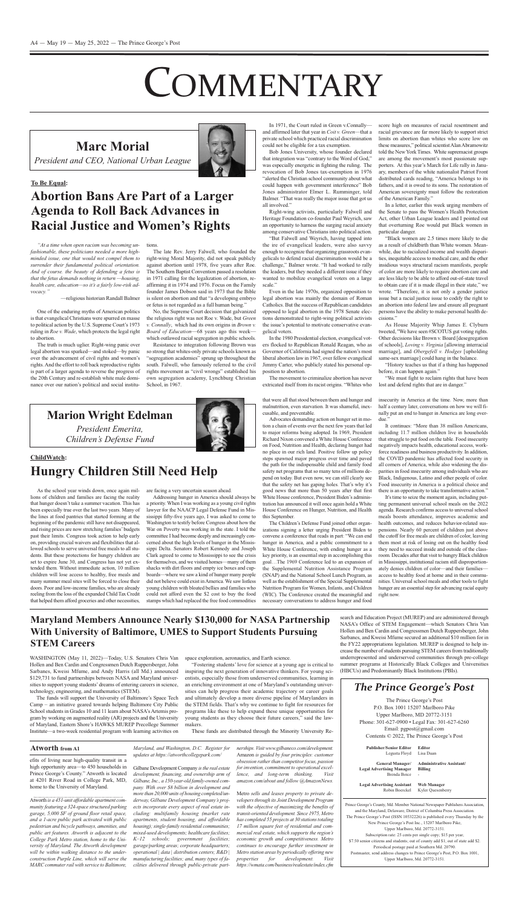# COMMENTARY

## Marc Morial

*President and CEO, National Urban League*

### To Be Equal:

## Abortion Bans Are Part of a Larger Agenda to Roll Back Advances in Racial Justice and Women's Rights

*"At a time when open racism was becoming unfashionable, these politicians needed a more high-minded issue, one that would not compel them to surrender their fundamental political orientation. And of course, the beauty of defending a fetus is that the fetus demands nothing in return—housing, health care, education—so it's a fairly low-risk advocacy."*

—religious historian Randall Balmer

One of the enduring myths of American politics is that evangelical Christians were spurred en masse to political action by the U.S. Supreme Court's 1973 ruling in *Roe v. Wade*, which protects the legal right to abortion.

The truth is much uglier. Right-wing panic over legal abortion was sparked—and stoked—by panic over the advancement of civil rights and women's rights. And the effort to roll back reproductive rights is part of a larger agenda to reverse the progress of the 20th Century and re-establish white male dominance over our nation's political and social institutions.

The late Rev. Jerry Falwell, who founded the right-wing Moral Majority, did not speak publicly against abortion until 1978, five years after Roe. The Southern Baptist Convention passed a resolution in 1971 calling for the legalization of abortion, re-affirming it in 1974 and 1976. Focus on the Family founder James Dobson said in 1973 that the Bible is silent on abortion and that "a developing embryo or fetus is not regarded as a full human being."

Resistance to integration following Brown was the religious right was not Roe v. Wade, but *Green v. Connally*, which had its own origins in *Brown v. Board of Education*—68 years ago this week—which outlawed racial segregation in public schools.

No, the Supreme Court decision that galvanized so strong that whites-only private schools known as "segregation academies" sprung up throughout the south. Falwell, who famously referred to the civil rights movement as "civil wrongs" established his own segregation academy, Lynchburg Christian School, in 1967.

In 1971, the Court ruled in Green v.Connally—and affirmed later that year in *Coit v. Green*—that a private school which practiced racial discrimination could not be eligible for a tax exemption.

Bob Jones University, whose founder declared that integration was "contrary to the Word of God," was especially energetic in fighting the ruling. The revocation of Bob Jones tax-exemption in 1976 "alerted the Christian school community about what could happen with government interference" Bob Jones administrator Elmer L. Rumminger, told Balmer. "That was really the major issue that got us all involved."

Right-wing activists, particularly Falwell and Heritage Foundation co-founder Paul Weyrich, saw an opportunity to harness the surging racial anxiety among conservative Christians into political action.

"But Falwell and Weyrich, having tapped into the ire of evangelical leaders, were also savvy enough to recognize that organizing grassroots evangelicals to defend racial discrimination would be a challenge," Balmer wrote. "It had worked to rally the leaders, but they needed a different issue if they wanted to mobilize evangelical voters on a large scale."

Even in the late 1970s, organized opposition to legal abortion was mainly the domain of Roman Catholics. But the success of Republican candidates opposed to legal abortion in the 1978 Senate elections demonstrated to right-wing political activists the issue's potential to motivate conservative evangelical voters.

In the 1980 Presidential election, evangelical voters flocked to Republican Ronald Reagan, who as Governor of California had signed the nation's most liberal abortion law in 1967, over fellow evangelical Jimmy Carter, who publicly stated his personal opposition to abortion.

The movement to criminalize abortion has never extricated itself from its racist origins. "Whites who score high on measures of racial resentment and racial grievance are far more likely to support strict limits on abortion than whites who score low on these measures," political scientist Alan Abramowitz told the New York Times. White supremacist groups are among the movement's most passionate supporters. At this year's March for Life rally in January, members of the white nationalist Patriot Front distributed cards reading, "America belongs to its fathers, and it is owed to its sons. The restoration of American sovereignty must follow the restoration of the American Family."

In a letter, earlier this week urging members of the Senate to pass the Women's Health Protection Act, other Urban League leaders and I pointed out that overturning Roe would put Black women in particular danger.

"Black women are 2.5 times more likely to die as a result of childbirth than White women. Meanwhile, due to racialized income and wealth disparities, inequitable access to medical care, and the other insidious ways structural racism manifests, people of color are more likely to require abortion care and are less likely to be able to afford out-of-state travel to obtain care if it is made illegal in their state," we wrote. "Therefore, it is not only a gender justice issue but a racial justice issue to codify the right to an abortion into federal law and ensure all pregnant persons have the ability to make personal health decisions."

As House Majority Whip James E. Clyburn tweeted, "We have seen #SCOTUS gut voting rights. Other decisions like Brown v. Board [desegregation of schools], *Loving v. Virginia* [allowing interracial marriage], and *Obergefell v. Hodges* [upholding same-sex marriage] could hang in the balance.

"History teaches us that if a thing has happened before, it can happen again."

"We must fight to reclaim rights that have been lost and defend rights that are in danger."

## Marion Wright Edelman

*President Emerita, Children's Defense Fund*

### ChildWatch:

## Hungry Children Still Need Help

As the school year winds down, once again millions of children and families are facing the reality that hunger doesn't take a summer vacation. This has been especially true over the last two years. Many of the lines at food pantries that started forming at the beginning of the pandemic still have not disappeared, and rising prices are now stretching families' budgets past their limits. Congress took action to help early on, providing crucial waivers and flexibilities that allowed schools to serve universal free meals to all students. But these protections for hungry children are set to expire June 30, and Congress has not yet extended them. Without immediate action, 10 million children will lose access to healthy, free meals and many summer meal sites will be forced to close their doors. Poor and low-income families, who are already reeling from the loss of the expanded Child Tax Credit that helped them afford groceries and other necessities, are facing a very uncertain season ahead.

Addressing hunger in America should always be a priority. When I was working as a young civil rights lawyer for the NAACP Legal Defense Fund in Mississippi fifty-five years ago, I was asked to come to Washington to testify before Congress about how the War on Poverty was working in the state. I told the committee I had become deeply and increasingly concerned about the high levels of hunger in the Mississippi Delta. Senators Robert Kennedy and Joseph Clark agreed to come to Mississippi to see the crisis for themselves, and we visited homes—many of them shacks with dirt floors and empty ice boxes and cupboards—where we saw a kind of hunger many people did not believe could exist in America. We saw listless young children with bloated bellies and families who could not afford even the $2 cost to buy the food stamps which had replaced the free food commodities that were all that stood between them and hunger and malnutrition, even starvation. It was shameful, inexcusable, and preventable.

Advocates demanding action on hunger set in motion a chain of events over the next few years that led to major reforms being adopted. In 1969, President Richard Nixon convened a White House Conference on Food, Nutrition and Health, declaring hunger had no place in our rich land. Positive follow up policy steps spawned major progress over time and paved the path for the indispensable child and family food safety net programs that so many tens of millions depend on today. But even now, we can still clearly see that the safety net has gaping holes. That's why it's good news that more than 50 years after that first White House conference, President Biden's administration has announced it will once again hold a White House Conference on Hunger, Nutrition, and Health this September.

The Children's Defense Fund joined other organizations signing a letter urging President Biden to convene a conference that reads in part: "We can end hunger in America, and a public commitment to a White House Conference, with ending hunger as a key priority, is an essential step in accomplishing this goal…The 1969 Conference led to an expansion of the Supplemental Nutrition Assistance Program (SNAP) and the National School Lunch Program, as well as the establishment of the Special Supplemental Nutrition Program for Women, Infants, and Children (WIC). The Conference created the meaningful and necessary conversations to address hunger and food insecurity in America at the time. Now, more than half a century later, conversations on how we will finally put an end to hunger in America are long overdue."

It continues: "More than 38 million Americans, including 11.7 million children live in households that struggle to put food on the table. Food insecurity negatively impacts health, educational access, workforce readiness and business productivity. In addition, the COVID pandemic has affected food security in all corners of America, while also widening the disparities in food insecurity among individuals who are Black, Indigenous, Latino and other people of color. Food insecurity in America is a political choice and there is an opportunity to take transformative action."

It's time to seize the moment again, including putting permanent universal school meals in the 2022 agenda. Research confirms access to universal school meals boosts attendance, improves academic and health outcomes, and reduces behavior-related suspensions. Nearly 60 percent of children just above the cutoff for free meals are children of color, leaving them most at risk of losing out on the healthy food they need to succeed inside and outside of the classroom. Decades after that visit to hungry Black children in Mississippi, institutional racism still disproportionately denies children of color—and their families—access to healthy food at home and in their communities. Universal school meals and other tools to fight hunger are an essential step for advancing racial equity right now.

## Maryland Members Announce Nearly $130,000 for NASA Partnership With University of Baltimore, UMES to Support Students Pursuing STEM Careers

WASHINGTON (May 11, 2022)—Today, U.S. Senators Chris Van Hollen and Ben Cardin and Congressmen Dutch Ruppersberger, John Sarbanes, Kweisi Mfume, and Andy Harris (all Md.) announced $129,731 to fund partnerships between NASA and Maryland universities to support young students' dreams of entering careers in science, technology, engineering, and mathematics (STEM).

The funds will support the University of Baltimore's Space Tech Camp – an initiative geared towards helping Baltimore City Public School students in Grades 10 and 11 learn about NASA's Artemis program by working on augmented reality (AR) projects and the University of Maryland, Eastern Shore's HAWKS MUREP Precollege Summer Institute—a two-week residential program with learning activities on space exploration, aeronautics, and Earth science.

"Fostering students' love for science at a young age is critical to inspiring the next generation of innovative thinkers. For young scientists, especially those from underserved communities, learning in an enriching environment at one of Maryland's outstanding universities can help progress their academic trajectory or career goals and ultimately develop a more diverse pipeline of Marylanders in the STEM fields. That's why we continue to fight for resources for programs like these to help expand these unique opportunities for young students as they choose their future careers," said the lawmakers.

These funds are distributed through the Minority University Research and Education Project (MUREP) and are administered through NASA's Office of STEM Engagement—which Senators Chris Van Hollen and Ben Cardin and Congressmen Dutch Ruppersberger, John Sarbanes, and Kweisi Mfume secured an additional $10 million for in the FY22 appropriations legislation. MUREP is designed to help increase the number of students pursuing STEM careers from traditionally underrepresented and underserved communities through pre-college summer programs at Historically Black Colleges and Universities (HBCUs) and Predominantly Black Institutions (PBIs).

### Atworth from A1

efits of living near high-quality transit in a high opportunity area—to 450 households in Prince George's County." Atworth is located at 4201 River Road in College Park, MD, home to the University of Maryland.

*Atworth is a 451-unit affordable apartment community featuring a 324-space structured parking garage, 5,000 SF of ground floor retail space, and a 1-acre public park activated with public pedestrian and bicycle pathways, amenities, and public art features. Atworth is adjacent to the College Park Metro station, home to the University of Maryland. The Atworth development will be within walking distance to the under-construction Purple Line, which will serve the MARC commuter rail with service to Baltimore, Maryland, and Washington, D.C. Register for updates at https://atworthcollegepark.com/*

Gilbane Development Company *is the real estate development, financing, and ownership arm of Gilbane, Inc., a 150-year-old family-owned company. With over $8 billion in development and more than 20,000 units of housing completed/underway, Gilbane Development Company's projects incorporate every aspect of real estate including: multifamily housing (market rate apartments, student housing, and affordable housing); single-family residential communities; mixed-used developments; healthcare facilities; K–12 schools; government facilities; garage/parking areas; corporate headquarters; operational | data | distribution centers; R&D | manufacturing facilities; and, many types of facilities delivered through public-private partnerships. Visit www.gilbaneco.com/development.*

Amazon *is guided by four principles: customer obsession rather than competitor focus, passion for invention, commitment to operational excellence, and long-term thinking. Visit amazon.com/about and follow @AmazonNews.*

Metro *sells and leases property to private developers through its Joint Development Program with the objective of maximizing the benefits of transit-oriented development. Since 1975, Metro has completed 55 projects at 30 stations totaling 17 million square feet of residential and commercial real estate, which supports the region's economic growth and competitiveness. Metro continues to encourage further investment in Metro station areas by periodically offering new properties for development. Visit https://wmata.com/business/realestate/index.cfm*

## *The Prince George's Post*

The Prince George's Post
P.O. Box 1001 15207 Marlboro Pike
Upper Marlboro, MD 20772-3151
Phone: 301-627-0900 • Legal Fax: 301-627-6260
Email: pgpost@gmail.com
Contents © 2022, The Prince George's Post

| **Publisher/Senior Editor** | **Editor** |
|---|---|
| Legusta Floyd | Lisa Duan |
| **General Manager/ Legal Advertising Manager** | **Administrative Assistant/ Billing** |
| Brenda Boice | - |
| **Legal Advertising Assistant** | **Web Manager** |
| Robin Boerckel | Kyler Quesenberry |

Prince George's County, Md. Member National Newspaper Publishers Association, and the Maryland, Delaware, District of Columbia Press Association.
The Prince George's Post (ISSN 10532226) is published every Thursday by the New Prince George's Post Inc., 15207 Marlboro Pike, Upper Marlboro, Md. 20772-3151.
Subscription rate: 25 cents per single copy; $15 per year; $7.50 senior citizens and students; out of county add $1; out of state add $2.
Periodical postage paid at Southern Md. 20790.
Postmaster, send address changes to Prince George's Post, P.O. Box 1001, Upper Marlboro, Md. 20772-3151.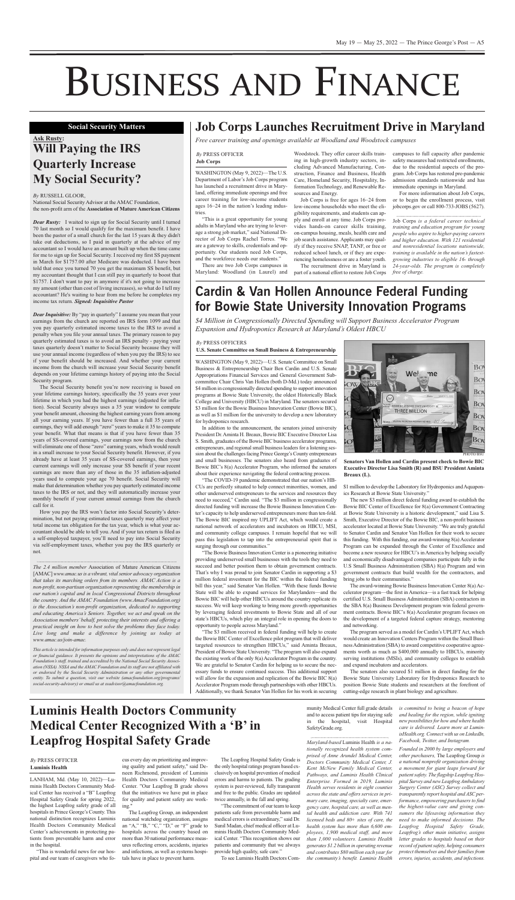# Business and Finance

## Social Security Matters

### Ask Rusty: Will Paying the IRS Quarterly Increase My Social Security?

*By* RUSSELL GLOOR,
National Social Security Advisor at the AMAC Foundation, the non-profit arm of the **Association of Mature American Citizens**

***Dear Rusty:*** I waited to sign up for Social Security until I turned 70 last month so I would qualify for the maximum benefit. I have been the pastor of a small church for the last 15 years & they didn't take out deductions, so I paid in quarterly at the advice of my accountant so I would have an amount built up when the time came for me to sign up for Social Security. I received my first SS payment in March for $1757.00 after Medicare was deducted. I have been told that once you turned 70 you get the maximum SS benefit, but my accountant thought that I can still pay in quarterly to boost that $1757. I don't want to pay in anymore if it's not going to increase my amount (other than cost of living increases), so what do I tell my accountant? He's waiting to hear from me before he completes my income tax return. ***Signed: Inquisitive Pastor***

***Dear Inquisitive:*** By "pay in quarterly" I assume you mean that your earnings from the church are reported on IRS form 1099 and that you pay quarterly estimated income taxes to the IRS to avoid a penalty when you file your annual taxes. The primary reason to pay quarterly estimated taxes is to avoid an IRS penalty - paying your taxes quarterly doesn't matter to Social Security because they will use your annual income (regardless of when you pay the IRS) to see if your benefit should be increased. And whether your current income from the church will increase your Social Security benefit depends on your lifetime earnings history of paying into the Social Security program.

The Social Security benefit you're now receiving is based on your lifetime earnings history, specifically the 35 years over your lifetime in which you had the highest earnings (adjusted for inflation). Social Security always uses a 35 year window to compute your benefit amount, choosing the highest earning years from among all your earning years. If you have fewer than a full 35 years of earnings, they will add enough "zero" years to make it 35 to compute your benefit. What that means is that if you have fewer than 35 years of SS-covered earnings, your earnings now from the church will eliminate one of those "zero" earning years, which would result in a small increase to your Social Security benefit. However, if you already have at least 35 years of SS-covered earnings, then your current earnings will only increase your SS benefit if your recent earnings are more than any of those in the 35 inflation-adjusted years used to compute your age 70 benefit. Social Security will make that determination whether you pay quarterly estimated income taxes to the IRS or not, and they will automatically increase your monthly benefit if your current annual earnings from the church call for it.

How you pay the IRS won't factor into Social Security's determination, but not paying estimated taxes quarterly may affect your total income tax obligation for the tax year, which is what your accountant should be able to tell you. And if your tax return is filed as a self-employed taxpayer, you'll need to pay into Social Security via self-employment taxes, whether you pay the IRS quarterly or not.

*The 2.4 million member* Association of Mature American Citizens [AMAC] *www.amac.us is a vibrant, vital senior advocacy organization that takes its marching orders from its members. AMAC Action is a non-profit, non-partisan organization representing the membership in our nation's capital and in local Congressional Districts throughout the country. And the AMAC Foundation (www.AmacFoundation.org) is the Association's non-profit organization, dedicated to supporting and educating America's Seniors. Together, we act and speak on the Association members' behalf, protecting their interests and offering a practical insight on how to best solve the problems they face today. Live long and make a difference by joining us today at www.amac.us/join-amac.*

*This article is intended for information purposes only and does not represent legal or financial guidance. It presents the opinions and interpretations of the AMAC Foundation's staff, trained and accredited by the National Social Security Association (NSSA). NSSA and the AMAC Foundation and its staff are not affiliated with or endorsed by the Social Security Administration or any other governmental entity. To submit a question, visit our website (amacfoundation.org/programs/social-security-advisory) or email us at ssadvisor@amacfoundation.org.*

## Job Corps Launches Recruitment Drive in Maryland

*Free career training and openings available at Woodland and Woodstock campuses*

*By* PRESS OFFICER
**Job Corps**

WASHINGTON (May 9, 2022)—The U.S. Department of Labor's Job Corps program has launched a recruitment drive in Maryland, offering immediate openings and free career training for low-income students ages 16–24 in the nation's leading industries.

"This is a great opportunity for young adults in Maryland who are trying to leverage a strong job market," said National Director of Job Corps Rachel Torres. "We are a gateway to skills, credentials and opportunity. Our students need Job Corps, and the workforce needs our students."

There are two Job Corps campuses in Maryland: Woodland (in Laurel) and Woodstock. They offer career skills training in high-growth industry sectors, including Advanced Manufacturing, Construction, Finance and Business, Health Care, Homeland Security, Hospitality, Information Technology, and Renewable Resources and Energy.

Job Corps is free for ages 16–24 from low-income households who meet the eligibility requirements, and students can apply and enroll at any time. Job Corps provides hands-on career skills training, on-campus housing, meals, health care and job search assistance. Applicants may qualify if they receive SNAP, TANF, or free or reduced school lunch, or if they are experiencing homelessness or are a foster youth.

The recruitment drive in Maryland is part of a national effort to restore Job Corps campuses to full capacity after pandemic safety measures has restricted enrollments, due to the residential aspects of the program. Job Corps has restored pre-pandemic admission standards nationwide and has immediate openings in Maryland.

For more information about Job Corps, or to begin the enrollment process, visit jobcorps.gov or call 800-733-JOBS (5627).

Job Corps *is a federal career technical training and education program for young people who aspire to higher-paying careers and higher education. With 121 residential and nonresidential locations nationwide, training is available in the nation's fastest-growing industries to eligible 16- through 24-year-olds. The program is completely free of charge.*

## Cardin & Van Hollen Announce Federal Funding for Bowie State University Innovation Programs

*$4 Million in Congressionally Directed Spending will Support Business Accelerator Program Expansion and Hydroponics Research at Maryland's Oldest HBCU*

*By* PRESS OFFICERS
**U.S. Senate Committee on Small Business & Entrepreneurship**

WASHINGTON (May 9, 2022)—U.S. Senate Committee on Small Business & Entrepreneurship Chair Ben Cardin and U.S. Senate Appropriations Financial Services and General Government Subcommittee Chair Chris Van Hollen (both D-Md.) today announced $4 million in congressionally directed spending to support innovation programs at Bowie State University, the oldest Historically Black College and University (HBCU) in Maryland. The senators secured $3 million for the Bowie Business Innovation Center (Bowie BIC), as well as $1 million for the university to develop a new laboratory for hydroponics research.

In addition to the announcement, the senators joined university President Dr. Aminta H. Breaux, Bowie BIC Executive Director Lisa S. Smith, graduates of the Bowie BIC business accelerator programs, entrepreneurs, and regional small business leaders for a listening session about the challenges facing Prince George's County entrepreneurs and small businesses. The senators also heard from graduates of Bowie BIC's 8(a) Accelerator Program, who informed the senators about their experience navigating the federal contracting process.

"The COVID-19 pandemic demonstrated that our nation's HBCUs are perfectly situated to help connect minorities, women, and other underserved entrepreneurs to the services and resources they need to succeed," Cardin said. "The $3 million in congressionally directed funding will increase the Bowie Business Innovation Center's capacity to help underserved entrepreneurs more than ten-fold. The Bowie BIC inspired my UPLIFT Act, which would create a national network of accelerators and incubators on HBCU, MSI, and community college campuses. I remain hopeful that we will pass this legislation to tap into the entrepreneurial spirit that is surging through our communities."

"The Bowie Business Innovation Center is a pioneering initiative providing underserved small businesses with the tools they need to succeed and better position them to obtain government contracts. That's why I was proud to join Senator Cardin in supporting a $3 million federal investment for the BIC within the federal funding bill this year," said Senator Van Hollen. "With these funds Bowie State will be able to expand services for Marylanders—and the Bowie BIC will help other HBCUs around the country replicate its success. We will keep working to bring more growth opportunities by leveraging federal investments to Bowie State and all of our state's HBCUs, which play an integral role in opening the doors to opportunity to people across Maryland."

"The $3 million received in federal funding will help to create the Bowie BIC Center of Excellence pilot program that will deliver targeted resources to strengthen HBCUs," said Aminta Breaux, President of Bowie State University. "The program will also expand the existing work of the only 8(a) Accelerator Program in the country. We are grateful to Senator Cardin for helping us to secure the necessary funds to ensure continued success. This additional support will allow for the expansion and replication of the Bowie BIC 8(a) Accelerator Program mode through partnerships with other HBCUs. Additionally, we thank Senator Van Hollen for his work in securing $1 million to develop the Laboratory for Hydroponics and Aquaponics Research at Bowie State University."

**Senators Van Hollen and Cardin present check to Bowie BIC Executive Director Lisa Smith (R) and BSU President Aminta Breaux (L).**

The new $3 million direct federal funding award to establish the Bowie BIC Center of Excellence for 8(a) Government Contracting at Bowie State University is a historic development," said Lisa S. Smith, Executive Director of the Bowie BIC, a non-profit business accelerator located at Bowie State University. "We are truly grateful to Senator Cardin and Senator Van Hollen for their work to secure this funding. With this funding, our award-winning 8(a) Accelerator Program can be expanded through the Center of Excellence and become a new resource for HBCU's in America by helping socially and economically disadvantaged companies participate fully in the U.S Small Business Administration (SBA) 8(a) Program and win government contracts that build wealth for the contractors, and bring jobs to their communities."

The award-winning Bowie Business Innovation Center 8(a) Accelerator program—the first in America—is a fast track for helping certified U.S. Small Business Administration (SBA) contractors in the SBA 8(a) Business Development program win federal government contracts. Bowie BIC's 8(a) Accelerator program focuses on the development of a targeted federal capture strategy, mentoring and networking.

The program served as a model for Cardin's UPLIFT Act, which would create an Innovation Centers Program within the Small Business Administration (SBA) to award competitive cooperative agreements worth as much as $400,000 annually to HBCUs, minority serving institutions (MSIs), and community colleges to establish and expand incubators and accelerators.

The senators also secured $1 million in direct funding for the Bowie State University Laboratory for Hydroponics Research to position Bowie State students and researchers at the forefront of cutting-edge research in plant biology and agriculture.

## Luminis Health Doctors Community Medical Center Recognized With a 'B' in Leapfrog Hospital Safety Grade

*By* PRESS OFFICER
**Luminis Health**

LANHAM, Md. (May 10, 2022)—Luminis Health Doctors Community Medical Center has received a "B" Leapfrog Hospital Safety Grade for spring 2022, the highest Leapfrog safety grade of all hospitals in Prince George's County. This national distinction recognizes Luminis Health Doctors Community Medical Center's achievements in protecting patients from preventable harm and error in the hospital.

"This is wonderful news for our hospital and our team of caregivers who focus every day on prioritizing and improving quality and patient safety," said Deneen Richmond, president of Luminis Health Doctors Community Medical Center. "Our Leapfrog B grade shows that the initiatives we have put in place for quality and patient safety are working."

The Leapfrog Group, an independent national watchdog organization, assigns an "A," "B," "C," "D," or "F" grade to hospitals across the country based on more than 30 national performance measures reflecting errors, accidents, injuries and infections, as well as systems hospitals have in place to prevent harm.

The Leapfrog Hospital Safety Grade is the only hospital ratings program based exclusively on hospital prevention of medical errors and harms to patients. The grading system is peer-reviewed, fully transparent and free to the public. Grades are updated twice annually, in the fall and spring.

"The commitment of our team to keep patients safe from preventable harm and medical errors is extraordinary," said Dr. Sunil Madan, chief medical officer at Luminis Health Doctors Community Medical Center. "This recognition shows our patients and community that we always provide high quality, safe care."

To see Luminis Health Doctors Community Medical Center full grade details and to access patient tips for staying safe in the hospital, visit Hospital SafetyGrade.org.

*Maryland-based* Luminis Health *is a nationally recognized health system comprised of Anne Arundel Medical Center, Doctors Community Medical Center, J. Kent McNew Family Medical Center, Pathways, and Luminis Health Clinical Enterprise. Formed in 2019, Luminis Health serves residents in eight counties across the state and offers services in primary care, imaging, specialty care, emergency care, hospital care, as well as mental health and addiction care. With 741 licensed beds and 80+ sites of care, the health system has more than 6,600 employees, 1,900 medical staff, and more than 1,000 volunteers. Luminis Health generates $1.2 billion in operating revenue and contributes $80 million each year for the community's benefit. Luminis Health is committed to being a beacon of hope and healing for the region, while igniting new possibilities for how and where health care is delivered. Learn more at LuminisHealth.org. Connect with us on LinkedIn, Facebook, Twitter, and Instagram.*

*Founded in 2000 by large employers and other purchasers,* The Leapfrog Group *is a national nonprofit organization driving a movement for giant leaps forward for patient safety. The flagship Leapfrog Hospital Survey and new Leapfrog Ambulatory Surgery Center (ASC) Survey collect and transparently report hospital and ASC performance, empowering purchasers to find the highest-value care and giving consumers the lifesaving information they need to make informed decisions. The Leapfrog Hospital Safety Grade, Leapfrog's other main initiative, assigns letter grades to hospitals based on their record of patient safety, helping consumers protect themselves and their families from errors, injuries, accidents, and infections.*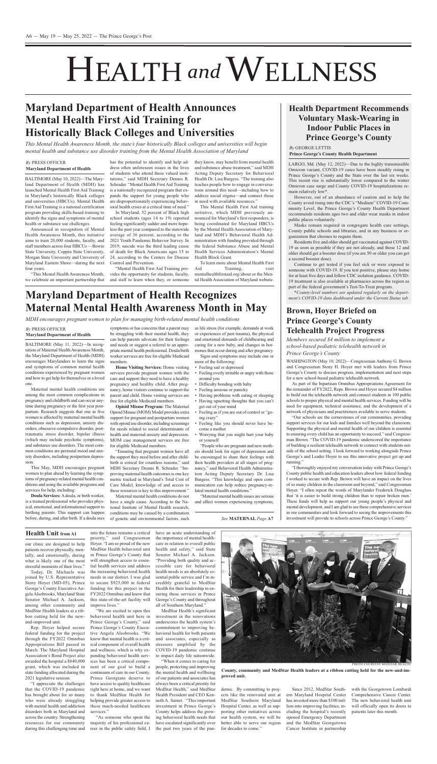# HEALTH *and* WELLNESS

## Maryland Department of Health Announces Mental Health First Aid Training for Historically Black Colleges and Universities

*This Mental Health Awareness Month, the state's four historically Black colleges and universities will begin mental health and substance use disorder training from the Mental Health Association of Maryland*

*By* PRESS OFFICER
**Maryland Department of Health**

BALTIMORE (May 10, 2022)—The Maryland Department of Health (MDH) has launched Mental Health First Aid Training in Maryland's historically Black colleges and universities (HBCUs). Mental Health First Aid Training is a national certification program providing skills-based training to identify the signs and symptoms of mental health or substance use challenges.

Announced in recognition of Mental Health Awareness Month, this initiative aims to train 20,000 students, faculty, and staff members across four HBCUs —Bowie State University, Coppin State University, Morgan State University and University of Maryland Eastern Shore—during the next four years.

"This Mental Health Awareness Month, we celebrate an important partnership that has the potential to identify and help address often unforeseen issues in the lives of students who attend these valued institutions," said MDH Secretary Dennis R. Schrader. "Mental Health First Aid Training is a nationally recognized program that expands the support for young people who are disproportionately experiencing behavioral health crises at a critical time of need."

In Maryland, 52 percent of Black high school students (ages 14 to 19) reported feeling significantly sadder and more hopeless the past year compared to the statewide average of 36 percent, according to the 2021 Youth Pandemic Behavior Survey. In 2019, suicide was the third leading cause of death for Black Americans ages 15 to 24, according to the Centers for Disease Control and Prevention.

"Mental Health First Aid Training provides the opportunity for students, faculty, and staff to learn when they, or someone they know, may benefit from mental health and substance abuse treatment," said MDH Acting Deputy Secretary for Behavioral Health Dr. Lisa Burgess. "The training also teaches people how to engage in conversations around this need—including how to address social stigma—and connect those in need with available resources."

This Mental Health First Aid training initiative, which MDH previously announced for Maryland's first responders, is being coordinated for Maryland HBCUs by the Mental Health Association of Maryland and MDH's Behavioral Health Administration with funding provided through the federal Substance Abuse and Mental Health Services Administration's Mental Health Block Grant.

To learn more about Mental Health First Aid Training, visit mentalhealthfirstaid.org/about or the Mental Health Association of Maryland website.

## Health Department Recommends Voluntary Mask-Wearing in Indoor Public Places in Prince George's County

*By* GEORGE LETTIS
**Prince George's County Health Department**

LARGO, Md. (May 12, 2022)—Due to the highly transmissible Omicron variant, COVID-19 cases have been steadily rising in Prince George's County and the State over the last six weeks. This recent rise is substantially lower compared to the winter Omicron case surge and County COVID-19 hospitalizations remain relatively low*.

However, out of an abundance of caution and to help the County avoid rising into the CDC's "Medium" COVID-19 Community Level, the Prince George's County Health Department recommends residents ages two and older wear masks in indoor public places voluntarily.

Masks remain required in congregate health care settings, County public schools and libraries, and in any business or organization that chooses to require them.

Residents five and older should get vaccinated against COVID-19 as soon as possible if they are not already, and those 12 and older should get a booster dose (if you are 50 or older you can get a second booster dose).

Continue to get tested if you feel sick or were exposed to someone with COVID-19. If you test positive, please stay home for at least five days and follow CDC isolation guidance. COVID-19 treatment is also available at pharmacies across the region as part of the federal government's Test-To-Treat program.

*\*County-level numbers are updated regularly on the department's COVID-19 data dashboard under the Current Status tab.*

## Maryland Department of Health Recognizes Maternal Mental Health Awareness Month in May

*MDH encourages pregnant women to plan for managing birth-related mental health conditions*

*By* PRESS OFFICER
**Maryland Department of Health**

BALTIMORE (May 11, 2022)—In recognition of Maternal Mental Health Awareness Month, the Maryland Department of Health (MDH) encourages Marylanders to learn the signs and symptoms of common mental health conditions experienced by pregnant women and how to get help for themselves or a loved one.

Maternal mental health conditions are among the most common complications in pregnancy and childbirth and can occur anytime during pregnancy or the first year postpartum. Research suggests that one in five women is affected by maternal mental health conditions such as depression, anxiety disorders, obsessive-compulsive disorder, post-traumatic stress disorder, bipolar illness (which may include psychotic symptoms), and substance use disorders. The most common conditions are perinatal mood and anxiety disorders, including postpartum depression.

This May, MDH encourages pregnant women to plan ahead by learning the symptoms of pregnancy-related mental health conditions and using the available programs and services for help, including:

**Doula Services:** A doula, or birth worker, is a trained professional who provides physical, emotional, and informational support to birthing parents. This support can happen before, during, and after birth. If a doula sees symptoms or has concerns that a parent may be struggling with their mental health, they can help parents advocate for their feelings and needs or suggest a referral to an appropriate mental health professional. Doula/birth worker services are free for eligible Medicaid members.

**Home Visiting Services:** Home visiting services provide pregnant women with the care and support they need to have a healthy pregnancy and healthy child. After pregnancy, home visitors continue to support the parent and child. Home visiting services are free for eligible Medicaid members.

**Opioid Misuse Program:** The Maternal Opioid Misuse (MOM) Model provides extra support for pregnant and postpartum women with opioid use disorder, including screenings for needs related to social determinants of health and maternal anxiety and depression. MOM case management services are free for eligible Medicaid members.

"Ensuring that pregnant women have all the support they need before and after childbirth is critical for countless reasons," said MDH Secretary Dennis R. Schrader. "Improving maternal health outcomes is one key metric tracked in Maryland's Total Cost of Care Model, knowledge of and access to these resources is key to this improvement."

Maternal mental health conditions do not have a single cause. According to the National Institute of Mental Health research, conditions may be caused by a combination of genetic and environmental factors, such as life stress (for example, demands at work or experiences of past trauma), the physical and emotional demands of childbearing and caring for a new baby, and changes in hormones that occur during and after pregnancy.

Signs and symptoms may include one or more of the following:

- Feeling sad or depressed
- Feeling overly irritable or angry with those around you
- Difficulty bonding with baby
- Feeling anxious or panicky
- Having problems with eating or sleeping
- Having upsetting thoughts that you can't get out of your mind
- Feeling as if you are out of control or "going crazy"
- Feeling like you should never have become a mother
- Worrying that you might hurt your baby or yourself

"People who are pregnant and new mothers should look for signs of depression and be encouraged to share their feelings with their health providers at all stages of pregnancy," said Behavioral Health Administration Acting Deputy Secretary Dr. Lisa Burgess. "This knowledge and open communication can help reduce pregnancy-related mental health conditions."

"Maternal mental health issues are serious and affect women experiencing symptoms,

*See* **MATERNAL** *Page* **A7**

## Brown, Hoyer Briefed on Prince George's County Telehealth Project Progress

*Members secured $4 million to implement a school-based pediatric telehealth network in Prince George's County*

WASHINGTON (May 10, 2022)—Congressman Anthony G. Brown and Congressman Steny H. Hoyer met with leaders from Prince George's County to discuss progress, implementation and next steps for a new school-based pediatric telehealth network.

As part of the bipartisan Omnibus Appropriations Agreement for the remainder of FY2022, Reps. Brown and Hoyer secured $4 million to build out the telehealth network and connect students in 100 public schools to proper physical and mental health services. Funding will be used for equipment, technical assistance, and the development of a network of physicians and practitioners available to serve students.

"Our schools are the cornerstones of our communities, providing support services for our kids and families well beyond the classroom. Supporting the physical and mental health of our children is essential to ensuring every child has an opportunity to succeed," said Congressman Brown. "The COVID-19 pandemic underscored the importance of building a resilient telehealth network to connect with students outside of the school setting. I look forward to working alongside Prince George's and Leader Hoyer to see this innovative project get up and running."

"I thoroughly enjoyed my conversation today with Prince George's County public health and education leaders about how federal funding I worked to secure with Rep. Brown will have an impact on the lives of so many children in the classroom and beyond," said Congressman Hoyer. "I often repeat the words of Marylander Frederick Douglass that 'it is easier to build strong children than to repair broken men.' These funds will help us support our young people's physical and mental development, and I am glad to see these comprehensive services in our communities and look forward to seeing the improvements this investment will provide to schools across Prince George's County."

#### Health Unit from A1

our clinic are designed to help patients recover physically, mentally, and emotionally, during what is likely one of the most stressful moments of their lives."

Today, Dr. Michaels was joined by U.S. Representative Steny Hoyer (MD-05), Prince George's County Executive Angela Alsobrooks, Maryland State Senator Michael A. Jackson, among other community and MedStar Health leaders at a ribbon cutting held for the new-and-improved unit.

Rep. Hoyer helped secure federal funding for the project through the FY2022 Omnibus Appropriations Bill passed in March. The Maryland Hospital Association's Bond Project also awarded the hospital a $840,000 grant, which was included in state funding allocated during the 2021 legislative session.

"I appreciate the challenges that the COVID-19 pandemic has brought about for so many who were already struggling with mental health and addiction disorders both in Maryland and across the country. Strengthening resources for our community during this challenging time and into the future remains a critical priority," said Congressman Hoyer. "I am so proud of the new MedStar Health behavioral unit in Prince George's County that will strengthen access to essential health services and address the increasing behavioral health needs in our district. I was glad to secure $925,000 in federal funding for this project in the FY2022 Omnibus and know that this state-of-the-art facility will improve lives."

"We are excited to open this behavioral health unit here in Prince George's County," said Prince George's County Executive Angela Alsobrooks. "We know that mental health is a critical component of overall health and wellness, which is why expanding behavioral health services has been a critical component of our goal to build a continuum of care in our County. Prince Georgeans deserve to have access to quality healthcare right here at home, and we want to thank MedStar Health for helping provide greater access to these much-needed healthcare services."

"As someone who spent the majority of his professional career in the public safety field, I have an acute understanding of the importance of mental healthcare in relation to overall public health and safety," said State Senator Michael A. Jackson. "Providing both quality and accessible care for behavioral health needs is an absolutely essential public service and I'm incredibly grateful to MedStar Health for their leadership in ensuring these services in Prince George's County and throughout all of Southern Maryland."

MedStar Health's significant investment in the renovations underscores the health system's commitment to improving behavioral health for both patients and associates, especially as stressors amplified by the COVID-19 pandemic continue to impact daily life nationwide.

"When it comes to caring for people, protecting and improving the mental health and wellbeing of our patients and associates has always been a critical priority for MedStar Health," said MedStar Health President and CEO Kenneth A. Samet. "This important investment in Prince George's County helps address the growing behavioral health needs that have escalated significantly over the past two years of the pandemic. By committing to projects like the renovated unit at MedStar Southern Maryland Hospital Center, as well as supporting other initiatives across our health system, we will be better able to serve our region for decades to come."

Since 2012, MedStar Southern Maryland Hospital Center has invested more than $100 million into improving facilities, including the hospital's recently opened Emergency Department and the MedStar Georgetown Cancer Institute in partnership with the Georgetown Lombardi Comprehensive Cancer Center. The new behavioral health unit will officially open its doors to patients later this month.

PHOTO COURTESY MEDSTAR HEALTH

**County, community and MedStar Health leaders at a ribbon cutting held for the new-and-improved unit.**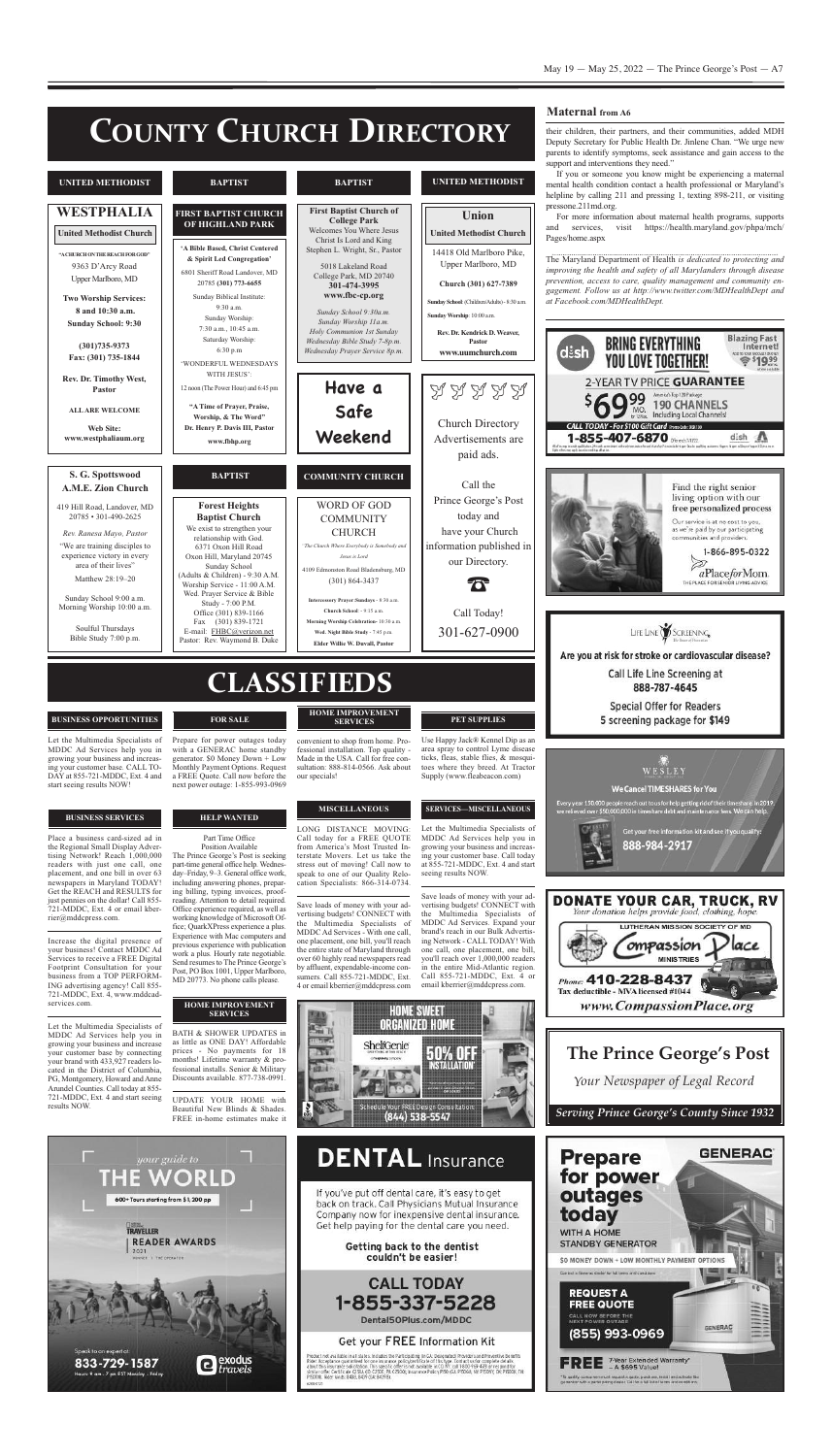# COUNTY CHURCH DIRECTORY

## UNITED METHODIST

### WESTPHALIA
**United Methodist Church**

"A CHURCH ON THE REACH FOR GOD"

9363 D'Arcy Road
Upper Marlboro, MD

**Two Worship Services:**
**8 and 10:30 a.m.**
**Sunday School: 9:30**

**(301)735-9373**
**Fax: (301) 735-1844**

**Rev. Dr. Timothy West, Pastor**

**ALL ARE WELCOME**

**Web Site: www.westphaliaum.org**

## BAPTIST

### FIRST BAPTIST CHURCH OF HIGHLAND PARK

**'A Bible Based, Christ Centered & Spirit Led Congregation'**

6801 Sheriff Road Landover, MD 20785 **(301) 773-6655**

Sunday Biblical Institute: 9:30 a.m.
Sunday Worship: 7:30 a.m., 10:45 a.m.
Saturday Worship: 6:30 p.m

'WONDERFUL WEDNESDAYS WITH JESUS':
12 noon (The Power Hour) and 6:45 pm

**"A Time of Prayer, Praise, Worship, & The Word"**
**Dr. Henry P. Davis III, Pastor**
**www.fbhp.org**

## BAPTIST

### First Baptist Church of College Park

Welcomes You Where Jesus Christ Is Lord and King
Stephen L. Wright, Sr., Pastor

5018 Lakeland Road
College Park, MD 20740
**301-474-3995**
**www.fbc-cp.org**

*Sunday School 9:30a.m.*
*Sunday Worship 11a.m.*
*Holy Communion 1st Sunday*
*Wednesday Bible Study 7-8p.m.*
*Wednesday Prayer Service 8p.m.*

## UNITED METHODIST

### Union
**United Methodist Church**

14418 Old Marlboro Pike, Upper Marlboro, MD

**Church (301) 627-7389**

**Sunday School** (Children/Adults) - 8:30 a.m.
**Sunday Worship**: 10:00 a.m.

**Rev. Dr. Kendrick D. Weaver, Pastor**
**www.uumchurch.com**

**Have a Safe Weekend**

### S. G. Spottswood A.M.E. Zion Church

419 Hill Road, Landover, MD 20785 • 301-490-2625

*Rev. Ranesa Mayo, Pastor*

"We are training disciples to experience victory in every area of their lives"

Matthew 28:19–20

Sunday School 9:00 a.m.
Morning Worship 10:00 a.m.

Soulful Thursdays
Bible Study 7:00 p.m.

## BAPTIST

### Forest Heights Baptist Church

We exist to strengthen your relationship with God.
6371 Oxon Hill Road
Oxon Hill, Maryland 20745
Sunday School
(Adults & Children) - 9:30 A.M.
Worship Service - 11:00 A.M.
Wed. Prayer Service & Bible Study - 7:00 P.M.
Office (301) 839-1166
Fax (301) 839-1721
E-mail: FHBC@verizon.net
Pastor: Rev. Waymond B. Duke

## COMMUNITY CHURCH

### WORD OF GOD COMMUNITY CHURCH

*"The Church Where Everybody is Somebody and Jesus is Lord*

4109 Edmonston Road Bladensburg, MD
(301) 864-3437

**Intercessory Prayer Sundays** - 8:30 a.m.
**Church School** – 9:15 a.m.
**Morning Worship Celebration**- 10:30 a.m.
**Wed. Night Bible Study** - 7:45 p.m.
**Elder Willie W. Duvall, Pastor**

Church Directory Advertisements are paid ads.

Call the Prince George's Post today and have your Church information published in our Directory.

Call Today!
301-627-0900

## Maternal from A6

their children, their partners, and their communities, added MDH Deputy Secretary for Public Health Dr. Jinlene Chan. "We urge new parents to identify symptoms, seek assistance and gain access to the support and interventions they need."

If you or someone you know might be experiencing a maternal mental health condition contact a health professional or Maryland's helpline by calling 211 and pressing 1, texting 898-211, or visiting pressone.211md.org.

For more information about maternal health programs, supports and services, visit https://health.maryland.gov/phpa/mch/Pages/home.aspx

The Maryland Department of Health *is dedicated to protecting and improving the health and safety of all Marylanders through disease prevention, access to care, quality management and community engagement. Follow us at http://www.twitter.com/MDHealthDept and at Facebook.com/MDHealthDept.*

BRING EVERYTHING YOU LOVE TOGETHER! Blazing Fast Internet! $19.99
2-YEAR TV PRICE GUARANTEE
$69.99 MO. for 12 mos. America's Top 120 Package 190 CHANNELS Including Local Channels!
CALL TODAY - For $100 Gift Card 1-855-407-6870

Find the right senior living option with our free personalized process
Our service is at no cost to you, as we're paid by our participating communities and providers.
1-866-895-0322
aPlaceforMom. THE PLACE FOR SENIOR LIVING ADVICE

LIFE LINE SCREENING
Are you at risk for stroke or cardiovascular disease?
Call Life Line Screening at 888-787-4645
Special Offer for Readers
5 screening package for $149

WESLEY
We Cancel TIMESHARES for You
Every year 150,000 people reach out to us for help getting rid of their timeshare. In 2019, we relieved over $50,000,000 in timeshare debt and maintenance fees. We can help.
Get your free information kit and see if you qualify:
888-984-2917

DONATE YOUR CAR, TRUCK, RV
Your donation helps provide food, clothing, hope.
LUTHERAN MISSION SOCIETY OF MD
Compassion Place MINISTRIES
Phone: 410-228-8437
Tax deductible - MVA licensed #1044
www.CompassionPlace.org

# The Prince George's Post

*Your Newspaper of Legal Record*

*Serving Prince George's County Since 1932*

# CLASSIFIEDS

## BUSINESS OPPORTUNITIES

Let the Multimedia Specialists of MDDC Ad Services help you in growing your business and increasing your customer base. CALL TODAY at 855-721-MDDC, Ext. 4 and start seeking results NOW!

## BUSINESS SERVICES

Place a business card-sized ad in the Regional Small Display Advertising Network! Reach 1,000,000 readers with just one call, one placement, and one bill in over 63 newspapers in Maryland TODAY! Get the REACH and RESULTS for just pennies on the dollar! Call 855-721-MDDC, Ext. 4 or email kberrier@mddcpress.com.

Increase the digital presence of your business! Contact MDDC Ad Services to receive a FREE Digital Footprint Consultation for your business from a TOP PERFORMING advertising agency! Call 855-721-MDDC, Ext. 4, www.mddcadservices.com.

Let the Multimedia Specialists of MDDC Ad Services help you in growing your business and increase your customer base by connecting your brand with 433,927 readers located in the District of Columbia, PG, Montgomery, Howard and Anne Arundel Counties. Call today at 855-721-MDDC, Ext. 4 and start seeing results NOW.

## FOR SALE

Prepare for power outages today with a GENERAC home standby generator. $0 Money Down + Low Monthly Payment Options. Request a FREE Quote. Call now before the next power outage: 1-855-993-0969

## HELP WANTED

Part Time Office Position Available
The Prince George's Post is seeking part-time general office help. Wednesday–Friday, 9–3. General office work, including answering phones, preparing billing, typing invoices, proofreading. Attention to detail required. Office experience required, as well as working knowledge of Microsoft Office; QuarkXPress experience a plus. Experience with Mac computers and previous experience with publication work a plus. Hourly rate negotiable. Send resumes to The Prince George's Post, PO Box 1001, Upper Marlboro, MD 20773. No phone calls please.

## HOME IMPROVEMENT SERVICES

BATH & SHOWER UPDATES in as little as ONE DAY! Affordable prices - No payments for 18 months! Lifetime warranty & professional installs. Senior & Military Discounts available. 877-738-0991.

UPDATE YOUR HOME with Beautiful New Blinds & Shades. FREE in-home estimates make it convenient to shop from home. Professional installation. Top quality - Made in the USA. Call for free consultation: 888-814-0566. Ask about our specials!

## MISCELLANEOUS

LONG DISTANCE MOVING: Call today for a FREE QUOTE from America's Most Trusted Interstate Movers. Let us take the stress out of moving! Call now to speak to one of our Quality Relocation Specialists: 866-314-0734.

Save loads of money with your advertising budgets! CONNECT with the Multimedia Specialists of MDDC Ad Services - With one call, one placement, one bill, you'll reach the entire state of Maryland through over 60 highly read newspapers read by affluent, expendable-income consumers. Call 855-721-MDDC, Ext. 4 or email kberrier@mddcpress.com

## PET SUPPLIES

Use Happy Jack® Kennel Dip as an area spray to control Lyme disease ticks, fleas, stable flies, & mosquitoes where they breed. At Tractor Supply (www.fleabeacon.com)

## SERVICES—MISCELLANEOUS

Let the Multimedia Specialists of MDDC Ad Services help you in growing your business and increasing your customer base. Call today at 855-721-MDDC, Ext. 4 and start seeing results NOW.

Save loads of money with your advertising budgets! CONNECT with the Multimedia Specialists of MDDC Ad Services. Expand your brand's reach in our Bulk Advertising Network - CALL TODAY! With one call, one placement, one bill, you'll reach over 1,000,000 readers in the entire Mid-Atlantic region. Call 855-721-MDDC, Ext. 4 or email kberrier@mddcpress.com.

HOME SWEET ORGANIZED HOME
ShelfGenie 50% OFF INSTALLATION
Schedule Your FREE Design Consultation (844) 538-5547

your guide to THE WORLD
600+ Tours starting from $1,200 pp
TRAVELLER READER AWARDS 2021
Speak to an expert: 833-729-1587
exodus travels

DENTAL Insurance
If you've put off dental care, it's easy to get back on track. Call Physicians Mutual Insurance Company now for inexpensive dental insurance. Get help paying for the dental care you need.
Getting back to the dentist couldn't be easier!
CALL TODAY 1-855-337-5228
Dental50Plus.com/MDDC
Get your FREE Information Kit

Prepare for power outages today
WITH A HOME STANDBY GENERATOR
$0 MONEY DOWN + LOW MONTHLY PAYMENT OPTIONS
REQUEST A FREE QUOTE
CALL NOW BEFORE THE NEXT POWER OUTAGE
(855) 993-0969
FREE 7-Year Extended Warranty* – A $695 Value!